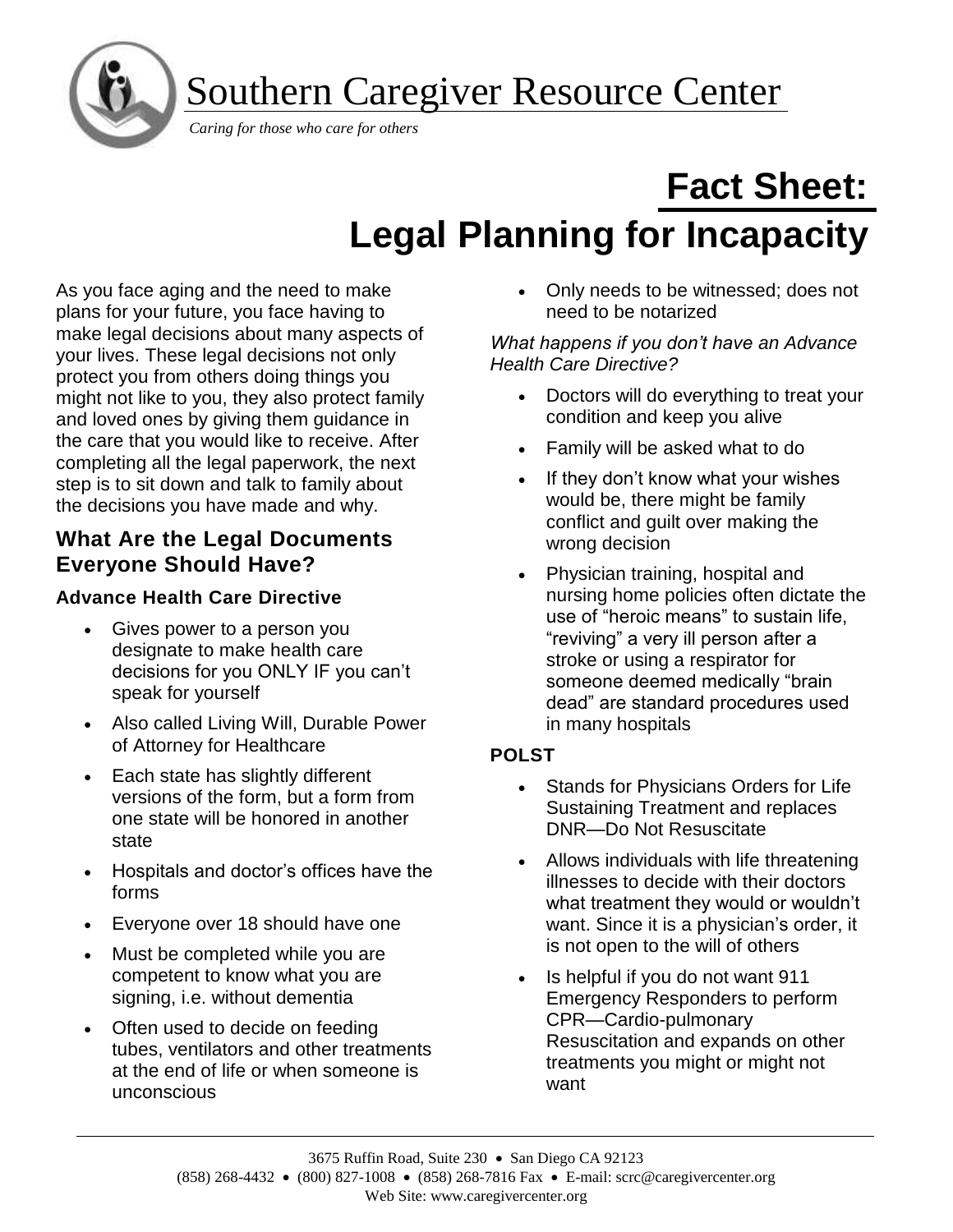# Southern Caregiver Resource Center

*Caring for those who care for others*

# Fact Sheet: Legal Planning for Incapacity

As you face aging and the need to make plans for your future, you face having to make legal decisions about many aspects of your lives. These legal decisions not only protect you from others doing things you might not like to you, they also protect family and loved ones by giving them guidance in the care that you would like to receive. After completing all the legal paperwork, the next step is to sit down and talk to family about the decisions you have made and why.

## What Are the Legal Documents Everyone Should Have?

### Advance Health Care Directive

- Gives power to a person you designate to make health care decisions for you ONLY IF you can't speak for yourself
- Also called Living Will, Durable Power of Attorney for Healthcare
- Each state has slightly different versions of the form, but a form from one state will be honored in another state
- Hospitals and doctor's offices have the forms
- Everyone over 18 should have one
- Must be completed while you are competent to know what you are signing, i.e. without dementia
- Often used to decide on feeding tubes, ventilators and other treatments at the end of life or when someone is unconscious
- Only needs to be witnessed; does not need to be notarized

*What happens if you don't have an Advance Health Care Directive?*

- Doctors will do everything to treat your condition and keep you alive
- Family will be asked what to do
- If they don't know what your wishes would be, there might be family conflict and guilt over making the wrong decision
- Physician training, hospital and nursing home policies often dictate the use of "heroic means" to sustain life, "reviving" a very ill person after a stroke or using a respirator for someone deemed medically "brain dead" are standard procedures used in many hospitals

### POLST

- Stands for Physicians Orders for Life Sustaining Treatment and replaces DNR—Do Not Resuscitate
- Allows individuals with life threatening illnesses to decide with their doctors what treatment they would or wouldn't want. Since it is a physician's order, it is not open to the will of others
- Is helpful if you do not want 911 Emergency Responders to perform CPR—Cardio-pulmonary Resuscitation and expands on other treatments you might or might not want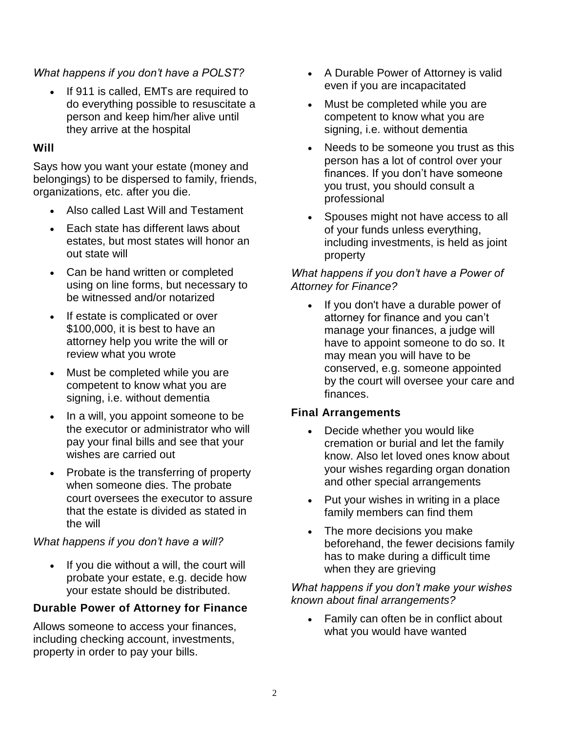*What happens if you don't have a POLST?*

- If 911 is called, EMTs are required to do everything possible to resuscitate a person and keep him/her alive until they arrive at the hospital

## Will

Says how you want your estate (money and belongings) to be dispersed to family, friends, organizations, etc. after you die.

- Also called Last Will and Testament
- Each state has different laws about estates, but most states will honor an out state will
- Can be hand written or completed using on line forms, but necessary to be witnessed and/or notarized
- If estate is complicated or over $100,000, it is best to have an attorney help you write the will or review what you wrote
- Must be completed while you are competent to know what you are signing, i.e. without dementia
- In a will, you appoint someone to be the executor or administrator who will pay your final bills and see that your wishes are carried out
- Probate is the transferring of property when someone dies. The probate court oversees the executor to assure that the estate is divided as stated in the will

*What happens if you don't have a will?*

- If you die without a will, the court will probate your estate, e.g. decide how your estate should be distributed.

## Durable Power of Attorney for Finance

Allows someone to access your finances, including checking account, investments, property in order to pay your bills.

- A Durable Power of Attorney is valid even if you are incapacitated
- Must be completed while you are competent to know what you are signing, i.e. without dementia
- Needs to be someone you trust as this person has a lot of control over your finances. If you don't have someone you trust, you should consult a professional
- Spouses might not have access to all of your funds unless everything, including investments, is held as joint property

*What happens if you don't have a Power of Attorney for Finance?*

- If you don't have a durable power of attorney for finance and you can't manage your finances, a judge will have to appoint someone to do so. It may mean you will have to be conserved, e.g. someone appointed by the court will oversee your care and finances.

## Final Arrangements

- Decide whether you would like cremation or burial and let the family know. Also let loved ones know about your wishes regarding organ donation and other special arrangements
- Put your wishes in writing in a place family members can find them
- The more decisions you make beforehand, the fewer decisions family has to make during a difficult time when they are grieving

*What happens if you don't make your wishes known about final arrangements?*

- Family can often be in conflict about what you would have wanted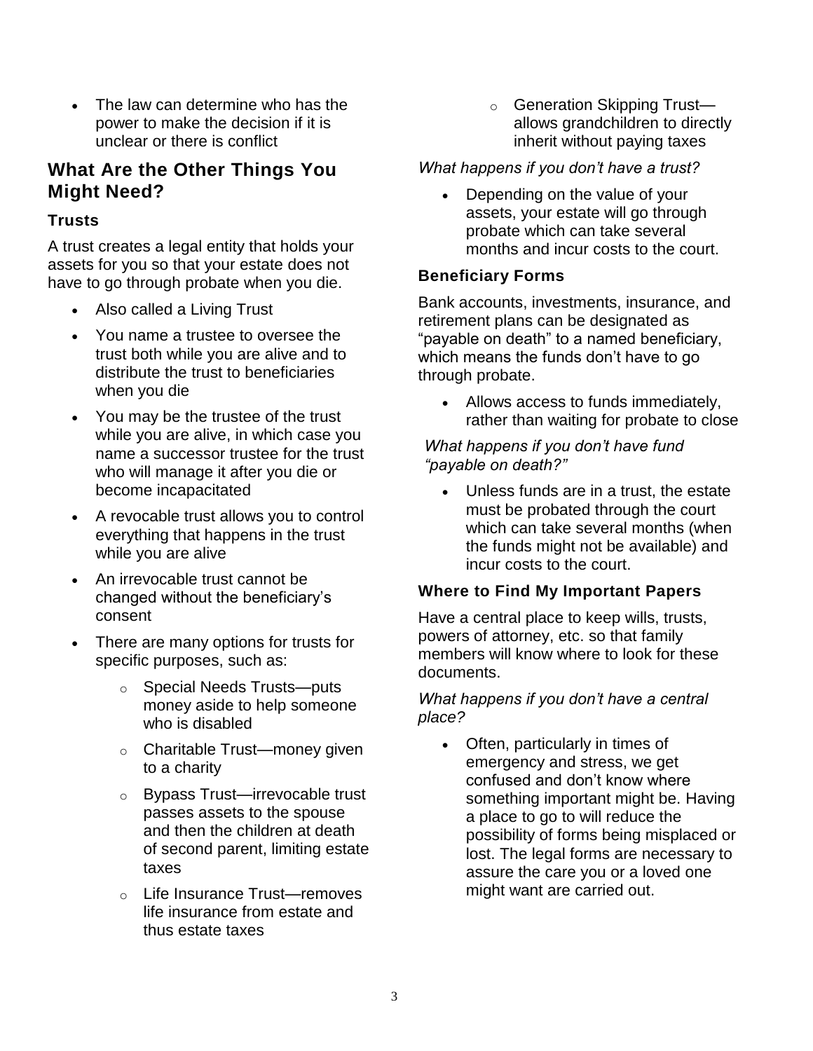- The law can determine who has the power to make the decision if it is unclear or there is conflict

## What Are the Other Things You Might Need?

### Trusts

A trust creates a legal entity that holds your assets for you so that your estate does not have to go through probate when you die.

- Also called a Living Trust
- You name a trustee to oversee the trust both while you are alive and to distribute the trust to beneficiaries when you die
- You may be the trustee of the trust while you are alive, in which case you name a successor trustee for the trust who will manage it after you die or become incapacitated
- A revocable trust allows you to control everything that happens in the trust while you are alive
- An irrevocable trust cannot be changed without the beneficiary's consent
- There are many options for trusts for specific purposes, such as:
  - Special Needs Trusts—puts money aside to help someone who is disabled
  - Charitable Trust—money given to a charity
  - Bypass Trust—irrevocable trust passes assets to the spouse and then the children at death of second parent, limiting estate taxes
  - Life Insurance Trust—removes life insurance from estate and thus estate taxes
  - Generation Skipping Trust—allows grandchildren to directly inherit without paying taxes

*What happens if you don't have a trust?*

- Depending on the value of your assets, your estate will go through probate which can take several months and incur costs to the court.

### Beneficiary Forms

Bank accounts, investments, insurance, and retirement plans can be designated as "payable on death" to a named beneficiary, which means the funds don't have to go through probate.

- Allows access to funds immediately, rather than waiting for probate to close

*What happens if you don't have fund "payable on death?"*

- Unless funds are in a trust, the estate must be probated through the court which can take several months (when the funds might not be available) and incur costs to the court.

### Where to Find My Important Papers

Have a central place to keep wills, trusts, powers of attorney, etc. so that family members will know where to look for these documents.

*What happens if you don't have a central place?*

- Often, particularly in times of emergency and stress, we get confused and don't know where something important might be. Having a place to go to will reduce the possibility of forms being misplaced or lost. The legal forms are necessary to assure the care you or a loved one might want are carried out.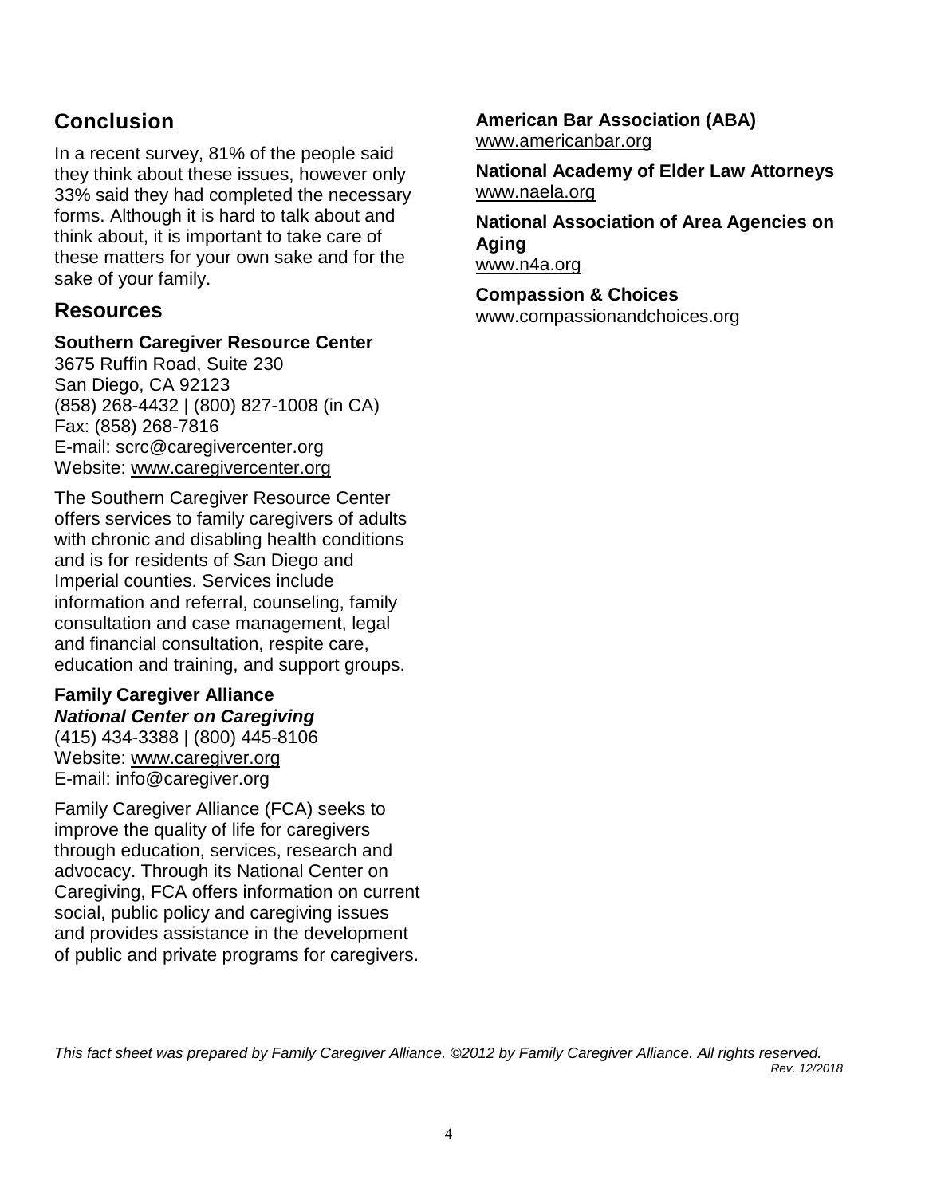## Conclusion

In a recent survey, 81% of the people said they think about these issues, however only 33% said they had completed the necessary forms. Although it is hard to talk about and think about, it is important to take care of these matters for your own sake and for the sake of your family.

## Resources

**Southern Caregiver Resource Center**
3675 Ruffin Road, Suite 230
San Diego, CA 92123
(858) 268-4432 | (800) 827-1008 (in CA)
Fax: (858) 268-7816
E-mail: scrc@caregivercenter.org
Website: www.caregivercenter.org

The Southern Caregiver Resource Center offers services to family caregivers of adults with chronic and disabling health conditions and is for residents of San Diego and Imperial counties. Services include information and referral, counseling, family consultation and case management, legal and financial consultation, respite care, education and training, and support groups.

**Family Caregiver Alliance**
***National Center on Caregiving***
(415) 434-3388 | (800) 445-8106
Website: www.caregiver.org
E-mail: info@caregiver.org

Family Caregiver Alliance (FCA) seeks to improve the quality of life for caregivers through education, services, research and advocacy. Through its National Center on Caregiving, FCA offers information on current social, public policy and caregiving issues and provides assistance in the development of public and private programs for caregivers.

**American Bar Association (ABA)**
www.americanbar.org

**National Academy of Elder Law Attorneys**
www.naela.org

**National Association of Area Agencies on Aging**
www.n4a.org

**Compassion & Choices**
www.compassionandchoices.org

*This fact sheet was prepared by Family Caregiver Alliance. ©2012 by Family Caregiver Alliance. All rights reserved.*
*Rev. 12/2018*